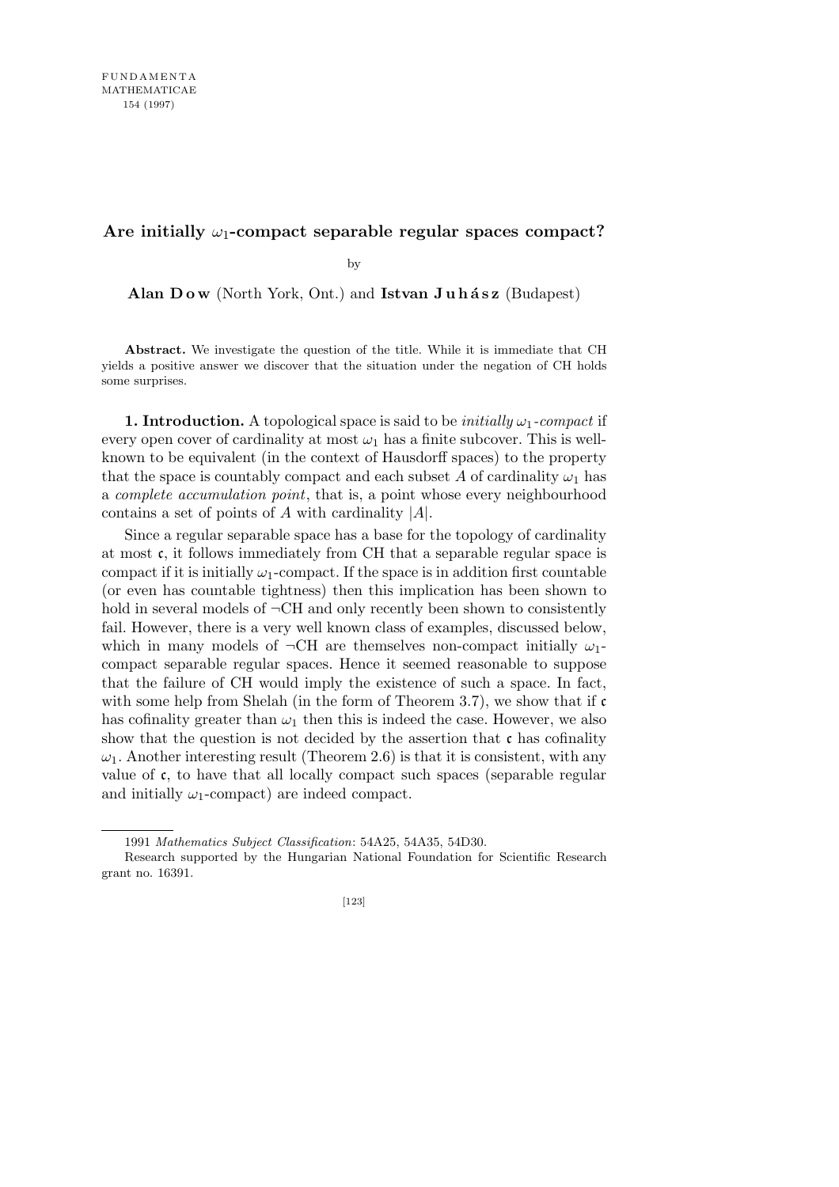# Are initially $\omega_1$-compact separable regular spaces compact?

by

**Alan Dow** (North York, Ont.) and **Istvan Juhász** (Budapest)

**Abstract.** We investigate the question of the title. While it is immediate that CH yields a positive answer we discover that the situation under the negation of CH holds some surprises.

**1. Introduction.** A topological space is said to be *initially* $\omega_1$*-compact* if every open cover of cardinality at most $\omega_1$ has a finite subcover. This is well-known to be equivalent (in the context of Hausdorff spaces) to the property that the space is countably compact and each subset $A$ of cardinality $\omega_1$ has a *complete accumulation point*, that is, a point whose every neighbourhood contains a set of points of $A$ with cardinality $|A|$.

Since a regular separable space has a base for the topology of cardinality at most $\mathfrak{c}$, it follows immediately from CH that a separable regular space is compact if it is initially $\omega_1$-compact. If the space is in addition first countable (or even has countable tightness) then this implication has been shown to hold in several models of $\neg$CH and only recently been shown to consistently fail. However, there is a very well known class of examples, discussed below, which in many models of $\neg$CH are themselves non-compact initially $\omega_1$-compact separable regular spaces. Hence it seemed reasonable to suppose that the failure of CH would imply the existence of such a space. In fact, with some help from Shelah (in the form of Theorem 3.7), we show that if $\mathfrak{c}$ has cofinality greater than $\omega_1$ then this is indeed the case. However, we also show that the question is not decided by the assertion that $\mathfrak{c}$ has cofinality $\omega_1$. Another interesting result (Theorem 2.6) is that it is consistent, with any value of $\mathfrak{c}$, to have that all locally compact such spaces (separable regular and initially $\omega_1$-compact) are indeed compact.

---

1991 *Mathematics Subject Classification*: 54A25, 54A35, 54D30.

Research supported by the Hungarian National Foundation for Scientific Research grant no. 16391.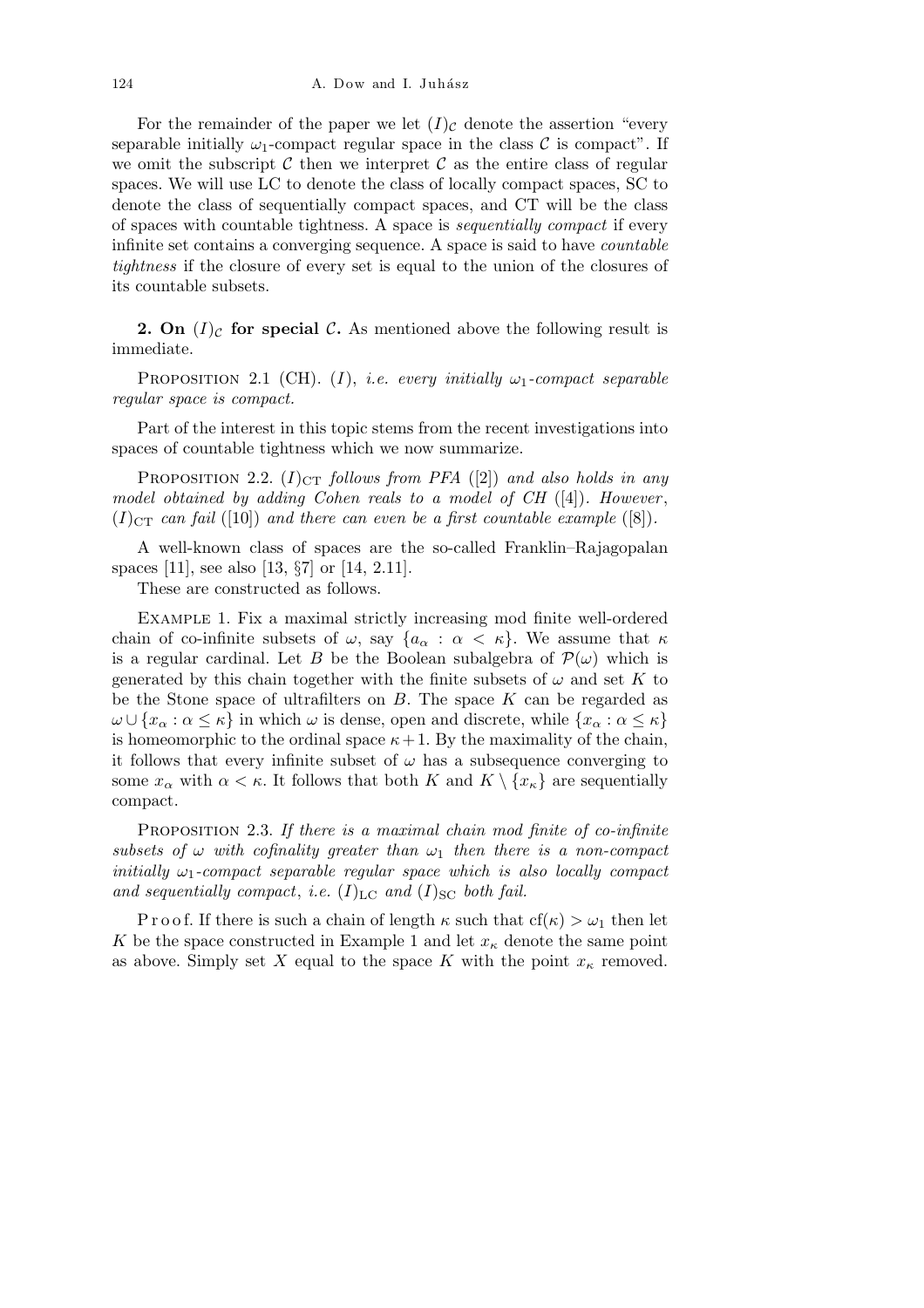For the remainder of the paper we let $(I)_{\mathcal{C}}$ denote the assertion "every separable initially $\omega_1$-compact regular space in the class $\mathcal{C}$ is compact". If we omit the subscript $\mathcal{C}$ then we interpret $\mathcal{C}$ as the entire class of regular spaces. We will use LC to denote the class of locally compact spaces, SC to denote the class of sequentially compact spaces, and CT will be the class of spaces with countable tightness. A space is *sequentially compact* if every infinite set contains a converging sequence. A space is said to have *countable tightness* if the closure of every set is equal to the union of the closures of its countable subsets.

## 2. On $(I)_{\mathcal{C}}$ for special $\mathcal{C}$.

As mentioned above the following result is immediate.

Proposition 2.1 (CH). *$(I)$, i.e. every initially $\omega_1$-compact separable regular space is compact.*

Part of the interest in this topic stems from the recent investigations into spaces of countable tightness which we now summarize.

Proposition 2.2. *$(I)_{\mathrm{CT}}$ follows from PFA* ([2]) *and also holds in any model obtained by adding Cohen reals to a model of CH* ([4]). *However, $(I)_{\mathrm{CT}}$ can fail* ([10]) *and there can even be a first countable example* ([8]).

A well-known class of spaces are the so-called Franklin–Rajagopalan spaces [11], see also [13, §7] or [14, 2.11].

These are constructed as follows.

Example 1. Fix a maximal strictly increasing mod finite well-ordered chain of co-infinite subsets of $\omega$, say $\{a_\alpha : \alpha < \kappa\}$. We assume that $\kappa$ is a regular cardinal. Let $B$ be the Boolean subalgebra of $\mathcal{P}(\omega)$ which is generated by this chain together with the finite subsets of $\omega$ and set $K$ to be the Stone space of ultrafilters on $B$. The space $K$ can be regarded as $\omega \cup \{x_\alpha : \alpha \leq \kappa\}$ in which $\omega$ is dense, open and discrete, while $\{x_\alpha : \alpha \leq \kappa\}$ is homeomorphic to the ordinal space $\kappa + 1$. By the maximality of the chain, it follows that every infinite subset of $\omega$ has a subsequence converging to some $x_\alpha$ with $\alpha < \kappa$. It follows that both $K$ and $K \setminus \{x_\kappa\}$ are sequentially compact.

Proposition 2.3. *If there is a maximal chain mod finite of co-infinite subsets of $\omega$ with cofinality greater than $\omega_1$ then there is a non-compact initially $\omega_1$-compact separable regular space which is also locally compact and sequentially compact, i.e. $(I)_{\mathrm{LC}}$ and $(I)_{\mathrm{SC}}$ both fail.*

Proof. If there is such a chain of length $\kappa$ such that $\mathrm{cf}(\kappa) > \omega_1$ then let $K$ be the space constructed in Example 1 and let $x_\kappa$ denote the same point as above. Simply set $X$ equal to the space $K$ with the point $x_\kappa$ removed.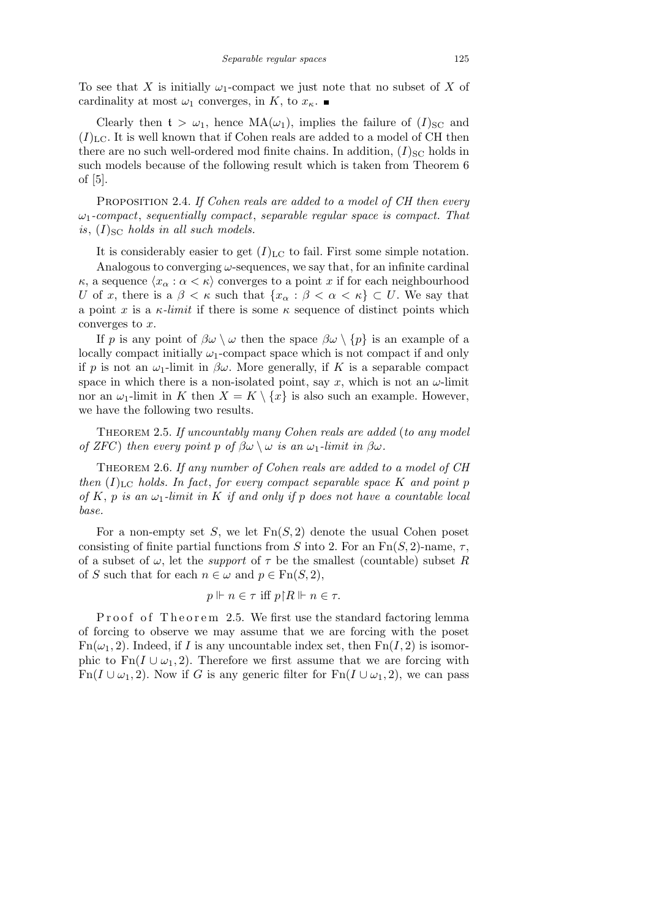To see that $X$ is initially $\omega_1$-compact we just note that no subset of $X$ of cardinality at most $\omega_1$ converges, in $K$, to $x_\kappa$. ∎

Clearly then $\mathfrak{t} > \omega_1$, hence $\mathrm{MA}(\omega_1)$, implies the failure of $(I)_{\mathrm{SC}}$ and $(I)_{\mathrm{LC}}$. It is well known that if Cohen reals are added to a model of CH then there are no such well-ordered mod finite chains. In addition, $(I)_{\mathrm{SC}}$ holds in such models because of the following result which is taken from Theorem 6 of [5].

Proposition 2.4. *If Cohen reals are added to a model of CH then every $\omega_1$-compact, sequentially compact, separable regular space is compact. That is, $(I)_{\mathrm{SC}}$ holds in all such models.*

It is considerably easier to get $(I)_{\mathrm{LC}}$ to fail. First some simple notation.

Analogous to converging $\omega$-sequences, we say that, for an infinite cardinal $\kappa$, a sequence $\langle x_\alpha : \alpha < \kappa \rangle$ converges to a point $x$ if for each neighbourhood $U$ of $x$, there is a $\beta < \kappa$ such that $\{x_\alpha : \beta < \alpha < \kappa\} \subset U$. We say that a point $x$ is a *$\kappa$-limit* if there is some $\kappa$ sequence of distinct points which converges to $x$.

If $p$ is any point of $\beta\omega \setminus \omega$ then the space $\beta\omega \setminus \{p\}$ is an example of a locally compact initially $\omega_1$-compact space which is not compact if and only if $p$ is not an $\omega_1$-limit in $\beta\omega$. More generally, if $K$ is a separable compact space in which there is a non-isolated point, say $x$, which is not an $\omega$-limit nor an $\omega_1$-limit in $K$ then $X = K \setminus \{x\}$ is also such an example. However, we have the following two results.

Theorem 2.5. *If uncountably many Cohen reals are added* (*to any model of ZFC*) *then every point $p$ of $\beta\omega \setminus \omega$ is an $\omega_1$-limit in $\beta\omega$.*

Theorem 2.6. *If any number of Cohen reals are added to a model of CH then $(I)_{\mathrm{LC}}$ holds. In fact, for every compact separable space $K$ and point $p$ of $K$, $p$ is an $\omega_1$-limit in $K$ if and only if $p$ does not have a countable local base.*

For a non-empty set $S$, we let $\mathrm{Fn}(S, 2)$ denote the usual Cohen poset consisting of finite partial functions from $S$ into 2. For an $\mathrm{Fn}(S, 2)$-name, $\tau$, of a subset of $\omega$, let the *support* of $\tau$ be the smallest (countable) subset $R$ of $S$ such that for each $n \in \omega$ and $p \in \mathrm{Fn}(S, 2)$,

$$p \Vdash n \in \tau \text{ iff } p{\restriction}R \Vdash n \in \tau.$$

Proof of Theorem 2.5. We first use the standard factoring lemma of forcing to observe we may assume that we are forcing with the poset $\mathrm{Fn}(\omega_1, 2)$. Indeed, if $I$ is any uncountable index set, then $\mathrm{Fn}(I, 2)$ is isomorphic to $\mathrm{Fn}(I \cup \omega_1, 2)$. Therefore we first assume that we are forcing with $\mathrm{Fn}(I \cup \omega_1, 2)$. Now if $G$ is any generic filter for $\mathrm{Fn}(I \cup \omega_1, 2)$, we can pass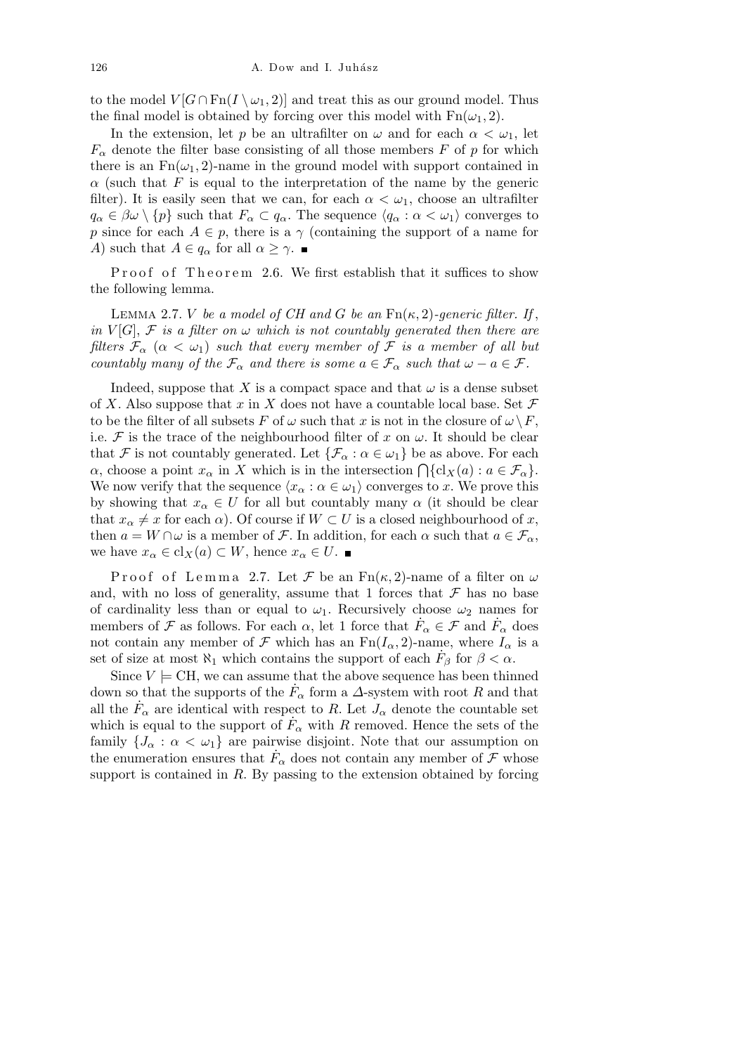to the model $V[G \cap \mathrm{Fn}(I \setminus \omega_1, 2)]$ and treat this as our ground model. Thus the final model is obtained by forcing over this model with $\mathrm{Fn}(\omega_1, 2)$.

In the extension, let $p$ be an ultrafilter on $\omega$ and for each $\alpha < \omega_1$, let $F_\alpha$ denote the filter base consisting of all those members $F$ of $p$ for which there is an $\mathrm{Fn}(\omega_1, 2)$-name in the ground model with support contained in $\alpha$ (such that $F$ is equal to the interpretation of the name by the generic filter). It is easily seen that we can, for each $\alpha < \omega_1$, choose an ultrafilter $q_\alpha \in \beta\omega \setminus \{p\}$ such that $F_\alpha \subset q_\alpha$. The sequence $\langle q_\alpha : \alpha < \omega_1 \rangle$ converges to $p$ since for each $A \in p$, there is a $\gamma$ (containing the support of a name for $A$) such that $A \in q_\alpha$ for all $\alpha \geq \gamma$. ∎

Proof of Theorem 2.6. We first establish that it suffices to show the following lemma.

LEMMA 2.7. *$V$ be a model of CH and $G$ be an $\mathrm{Fn}(\kappa, 2)$-generic filter. If, in $V[G]$, $\mathcal{F}$ is a filter on $\omega$ which is not countably generated then there are filters $\mathcal{F}_\alpha$ ($\alpha < \omega_1$) such that every member of $\mathcal{F}$ is a member of all but countably many of the $\mathcal{F}_\alpha$ and there is some $a \in \mathcal{F}_\alpha$ such that $\omega - a \in \mathcal{F}$.*

Indeed, suppose that $X$ is a compact space and that $\omega$ is a dense subset of $X$. Also suppose that $x$ in $X$ does not have a countable local base. Set $\mathcal{F}$ to be the filter of all subsets $F$ of $\omega$ such that $x$ is not in the closure of $\omega \setminus F$, i.e. $\mathcal{F}$ is the trace of the neighbourhood filter of $x$ on $\omega$. It should be clear that $\mathcal{F}$ is not countably generated. Let $\{\mathcal{F}_\alpha : \alpha \in \omega_1\}$ be as above. For each $\alpha$, choose a point $x_\alpha$ in $X$ which is in the intersection $\bigcap\{\mathrm{cl}_X(a) : a \in \mathcal{F}_\alpha\}$. We now verify that the sequence $\langle x_\alpha : \alpha \in \omega_1 \rangle$ converges to $x$. We prove this by showing that $x_\alpha \in U$ for all but countably many $\alpha$ (it should be clear that $x_\alpha \neq x$ for each $\alpha$). Of course if $W \subset U$ is a closed neighbourhood of $x$, then $a = W \cap \omega$ is a member of $\mathcal{F}$. In addition, for each $\alpha$ such that $a \in \mathcal{F}_\alpha$, we have $x_\alpha \in \mathrm{cl}_X(a) \subset W$, hence $x_\alpha \in U$. ∎

Proof of Lemma 2.7. Let $\mathcal{F}$ be an $\mathrm{Fn}(\kappa, 2)$-name of a filter on $\omega$ and, with no loss of generality, assume that 1 forces that $\mathcal{F}$ has no base of cardinality less than or equal to $\omega_1$. Recursively choose $\omega_2$ names for members of $\mathcal{F}$ as follows. For each $\alpha$, let 1 force that $\dot{F}_\alpha \in \mathcal{F}$ and $\dot{F}_\alpha$ does not contain any member of $\mathcal{F}$ which has an $\mathrm{Fn}(I_\alpha, 2)$-name, where $I_\alpha$ is a set of size at most $\aleph_1$ which contains the support of each $\dot{F}_\beta$ for $\beta < \alpha$.

Since $V \models \mathrm{CH}$, we can assume that the above sequence has been thinned down so that the supports of the $\dot{F}_\alpha$ form a $\Delta$-system with root $R$ and that all the $\dot{F}_\alpha$ are identical with respect to $R$. Let $J_\alpha$ denote the countable set which is equal to the support of $\dot{F}_\alpha$ with $R$ removed. Hence the sets of the family $\{J_\alpha : \alpha < \omega_1\}$ are pairwise disjoint. Note that our assumption on the enumeration ensures that $\dot{F}_\alpha$ does not contain any member of $\mathcal{F}$ whose support is contained in $R$. By passing to the extension obtained by forcing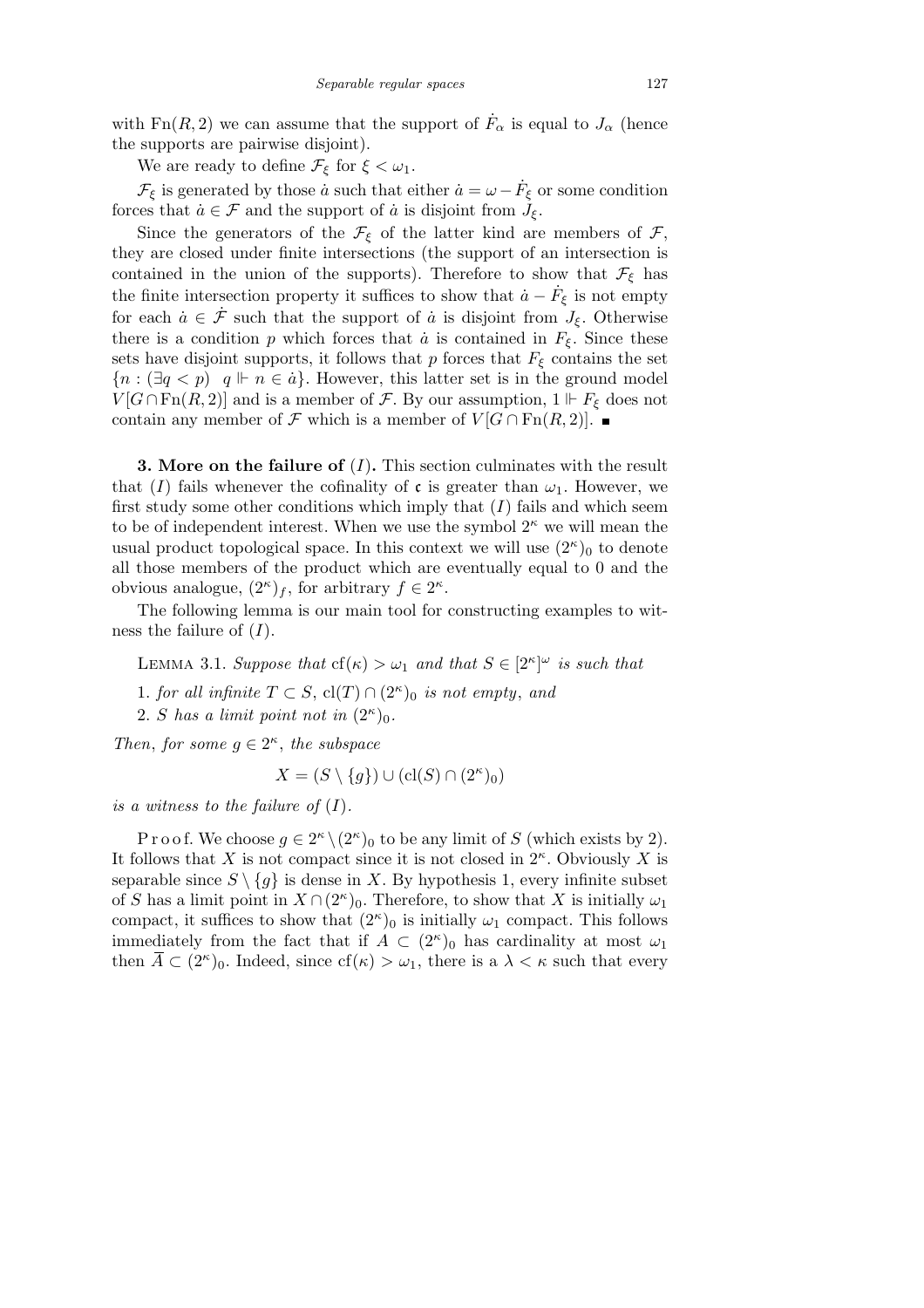with $\mathrm{Fn}(R,2)$ we can assume that the support of $\dot{F}_\alpha$ is equal to $J_\alpha$ (hence the supports are pairwise disjoint).

We are ready to define $\mathcal{F}_\xi$ for $\xi < \omega_1$.

$\mathcal{F}_\xi$ is generated by those $\dot{a}$ such that either $\dot{a} = \omega - \dot{F}_\xi$ or some condition forces that $\dot{a} \in \mathcal{F}$ and the support of $\dot{a}$ is disjoint from $J_\xi$.

Since the generators of the $\mathcal{F}_\xi$ of the latter kind are members of $\mathcal{F}$, they are closed under finite intersections (the support of an intersection is contained in the union of the supports). Therefore to show that $\mathcal{F}_\xi$ has the finite intersection property it suffices to show that $\dot{a} - \dot{F}_\xi$ is not empty for each $\dot{a} \in \dot{\mathcal{F}}$ such that the support of $\dot{a}$ is disjoint from $J_\xi$. Otherwise there is a condition $p$ which forces that $\dot{a}$ is contained in $F_\xi$. Since these sets have disjoint supports, it follows that $p$ forces that $F_\xi$ contains the set $\{n : (\exists q < p) \;\; q \Vdash n \in \dot{a}\}$. However, this latter set is in the ground model $V[G \cap \mathrm{Fn}(R,2)]$ and is a member of $\mathcal{F}$. By our assumption, $1 \Vdash F_\xi$ does not contain any member of $\mathcal{F}$ which is a member of $V[G \cap \mathrm{Fn}(R,2)]$. ∎

**3. More on the failure of** $(I)$**.** This section culminates with the result that $(I)$ fails whenever the cofinality of $\mathfrak{c}$ is greater than $\omega_1$. However, we first study some other conditions which imply that $(I)$ fails and which seem to be of independent interest. When we use the symbol $2^\kappa$ we will mean the usual product topological space. In this context we will use $(2^\kappa)_0$ to denote all those members of the product which are eventually equal to 0 and the obvious analogue, $(2^\kappa)_f$, for arbitrary $f \in 2^\kappa$.

The following lemma is our main tool for constructing examples to witness the failure of $(I)$.

Lemma 3.1. *Suppose that* $\mathrm{cf}(\kappa) > \omega_1$ *and that* $S \in [2^\kappa]^\omega$ *is such that*

1. *for all infinite* $T \subset S$, $\mathrm{cl}(T) \cap (2^\kappa)_0$ *is not empty*, *and*
2. $S$ *has a limit point not in* $(2^\kappa)_0$.

*Then*, *for some* $g \in 2^\kappa$, *the subspace*

$$X = (S \setminus \{g\}) \cup (\mathrm{cl}(S) \cap (2^\kappa)_0)$$

*is a witness to the failure of* $(I)$.

Proof. We choose $g \in 2^\kappa \setminus (2^\kappa)_0$ to be any limit of $S$ (which exists by 2). It follows that $X$ is not compact since it is not closed in $2^\kappa$. Obviously $X$ is separable since $S \setminus \{g\}$ is dense in $X$. By hypothesis 1, every infinite subset of $S$ has a limit point in $X \cap (2^\kappa)_0$. Therefore, to show that $X$ is initially $\omega_1$ compact, it suffices to show that $(2^\kappa)_0$ is initially $\omega_1$ compact. This follows immediately from the fact that if $A \subset (2^\kappa)_0$ has cardinality at most $\omega_1$ then $\overline{A} \subset (2^\kappa)_0$. Indeed, since $\mathrm{cf}(\kappa) > \omega_1$, there is a $\lambda < \kappa$ such that every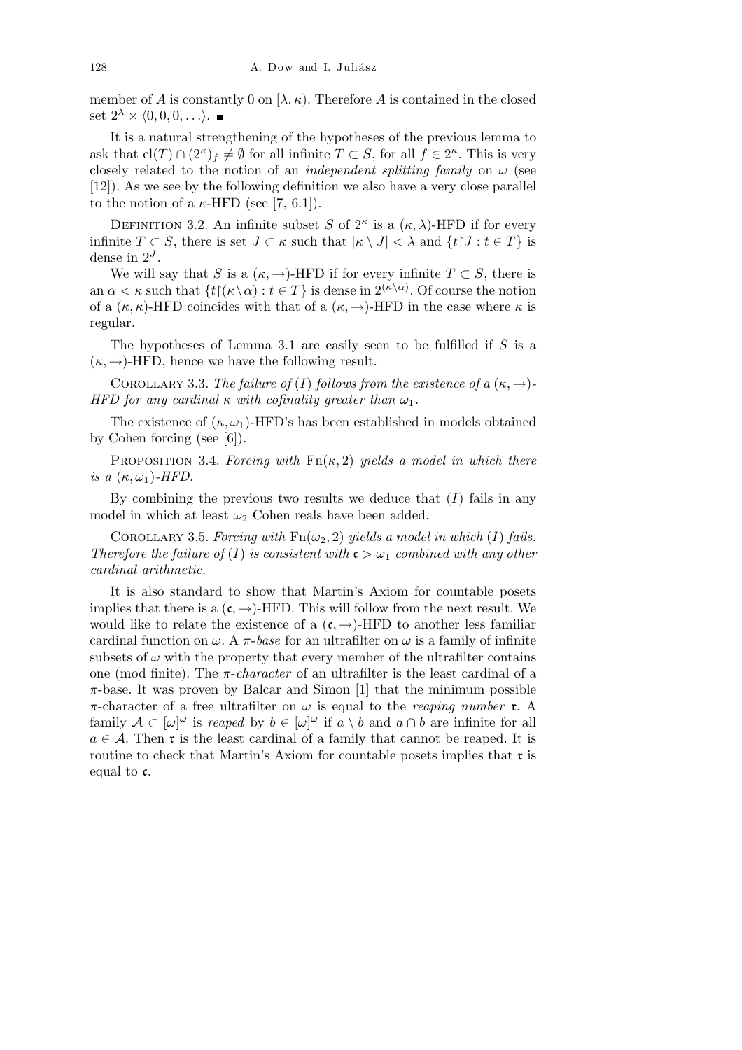member of $A$ is constantly 0 on $[\lambda, \kappa)$. Therefore $A$ is contained in the closed set $2^\lambda \times \langle 0, 0, 0, \ldots \rangle$. ∎

It is a natural strengthening of the hypotheses of the previous lemma to ask that $\mathrm{cl}(T) \cap (2^\kappa)_f \neq \emptyset$ for all infinite $T \subset S$, for all $f \in 2^\kappa$. This is very closely related to the notion of an *independent splitting family* on $\omega$ (see [12]). As we see by the following definition we also have a very close parallel to the notion of a $\kappa$-HFD (see [7, 6.1]).

Definition 3.2. An infinite subset $S$ of $2^\kappa$ is a $(\kappa, \lambda)$-HFD if for every infinite $T \subset S$, there is set $J \subset \kappa$ such that $|\kappa \setminus J| < \lambda$ and $\{t \restriction J : t \in T\}$ is dense in $2^J$.

We will say that $S$ is a $(\kappa, \rightarrow)$-HFD if for every infinite $T \subset S$, there is an $\alpha < \kappa$ such that $\{t \restriction (\kappa \setminus \alpha) : t \in T\}$ is dense in $2^{(\kappa \setminus \alpha)}$. Of course the notion of a $(\kappa, \kappa)$-HFD coincides with that of a $(\kappa, \rightarrow)$-HFD in the case where $\kappa$ is regular.

The hypotheses of Lemma 3.1 are easily seen to be fulfilled if $S$ is a $(\kappa, \rightarrow)$-HFD, hence we have the following result.

Corollary 3.3. *The failure of* $(I)$ *follows from the existence of a* $(\kappa, \rightarrow)$-*HFD for any cardinal* $\kappa$ *with cofinality greater than* $\omega_1$.

The existence of $(\kappa, \omega_1)$-HFD's has been established in models obtained by Cohen forcing (see [6]).

Proposition 3.4. *Forcing with* $\mathrm{Fn}(\kappa, 2)$ *yields a model in which there is a* $(\kappa, \omega_1)$-*HFD.*

By combining the previous two results we deduce that $(I)$ fails in any model in which at least $\omega_2$ Cohen reals have been added.

Corollary 3.5. *Forcing with* $\mathrm{Fn}(\omega_2, 2)$ *yields a model in which* $(I)$ *fails. Therefore the failure of* $(I)$ *is consistent with* $\mathfrak{c} > \omega_1$ *combined with any other cardinal arithmetic.*

It is also standard to show that Martin's Axiom for countable posets implies that there is a $(\mathfrak{c}, \rightarrow)$-HFD. This will follow from the next result. We would like to relate the existence of a $(\mathfrak{c}, \rightarrow)$-HFD to another less familiar cardinal function on $\omega$. A $\pi$-*base* for an ultrafilter on $\omega$ is a family of infinite subsets of $\omega$ with the property that every member of the ultrafilter contains one (mod finite). The $\pi$-*character* of an ultrafilter is the least cardinal of a $\pi$-base. It was proven by Balcar and Simon [1] that the minimum possible $\pi$-character of a free ultrafilter on $\omega$ is equal to the *reaping number* $\mathfrak{r}$. A family $\mathcal{A} \subset [\omega]^\omega$ is *reaped* by $b \in [\omega]^\omega$ if $a \setminus b$ and $a \cap b$ are infinite for all $a \in \mathcal{A}$. Then $\mathfrak{r}$ is the least cardinal of a family that cannot be reaped. It is routine to check that Martin's Axiom for countable posets implies that $\mathfrak{r}$ is equal to $\mathfrak{c}$.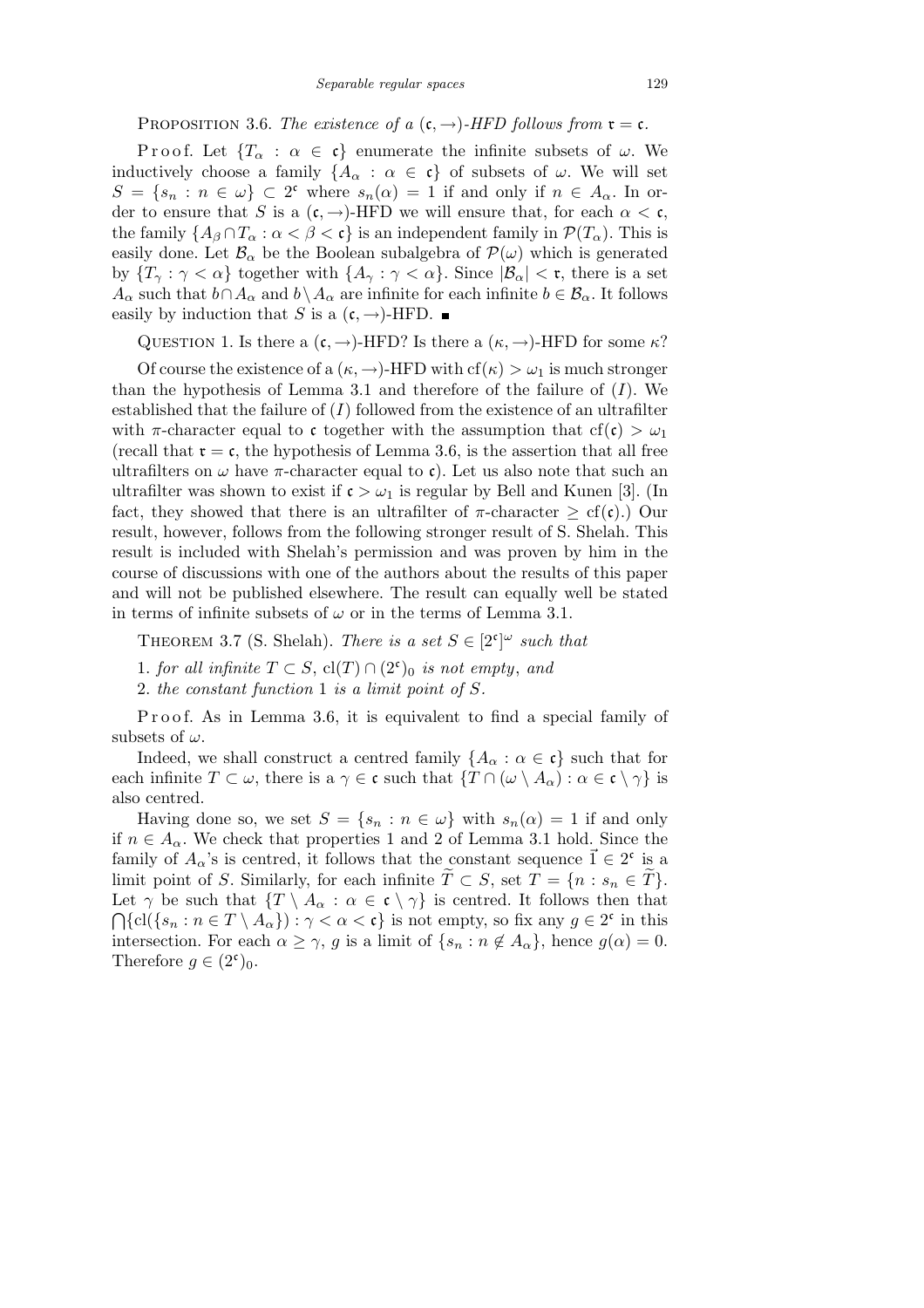PROPOSITION 3.6. *The existence of a* $(\mathfrak{c}, \to)$*-HFD follows from* $\mathfrak{r} = \mathfrak{c}$.

Proof. Let $\{T_\alpha : \alpha \in \mathfrak{c}\}$ enumerate the infinite subsets of $\omega$. We inductively choose a family $\{A_\alpha : \alpha \in \mathfrak{c}\}$ of subsets of $\omega$. We will set $S = \{s_n : n \in \omega\} \subset 2^{\mathfrak{c}}$ where $s_n(\alpha) = 1$ if and only if $n \in A_\alpha$. In order to ensure that $S$ is a $(\mathfrak{c}, \to)$-HFD we will ensure that, for each $\alpha < \mathfrak{c}$, the family $\{A_\beta \cap T_\alpha : \alpha < \beta < \mathfrak{c}\}$ is an independent family in $\mathcal{P}(T_\alpha)$. This is easily done. Let $\mathcal{B}_\alpha$ be the Boolean subalgebra of $\mathcal{P}(\omega)$ which is generated by $\{T_\gamma : \gamma < \alpha\}$ together with $\{A_\gamma : \gamma < \alpha\}$. Since $|\mathcal{B}_\alpha| < \mathfrak{r}$, there is a set $A_\alpha$ such that $b \cap A_\alpha$ and $b \setminus A_\alpha$ are infinite for each infinite $b \in \mathcal{B}_\alpha$. It follows easily by induction that $S$ is a $(\mathfrak{c}, \to)$-HFD. ∎

QUESTION 1. Is there a $(\mathfrak{c}, \to)$-HFD? Is there a $(\kappa, \to)$-HFD for some $\kappa$?

Of course the existence of a $(\kappa, \to)$-HFD with $\mathrm{cf}(\kappa) > \omega_1$ is much stronger than the hypothesis of Lemma 3.1 and therefore of the failure of $(I)$. We established that the failure of $(I)$ followed from the existence of an ultrafilter with $\pi$-character equal to $\mathfrak{c}$ together with the assumption that $\mathrm{cf}(\mathfrak{c}) > \omega_1$ (recall that $\mathfrak{r} = \mathfrak{c}$, the hypothesis of Lemma 3.6, is the assertion that all free ultrafilters on $\omega$ have $\pi$-character equal to $\mathfrak{c}$). Let us also note that such an ultrafilter was shown to exist if $\mathfrak{c} > \omega_1$ is regular by Bell and Kunen [3]. (In fact, they showed that there is an ultrafilter of $\pi$-character $\geq \mathrm{cf}(\mathfrak{c})$.) Our result, however, follows from the following stronger result of S. Shelah. This result is included with Shelah's permission and was proven by him in the course of discussions with one of the authors about the results of this paper and will not be published elsewhere. The result can equally well be stated in terms of infinite subsets of $\omega$ or in the terms of Lemma 3.1.

THEOREM 3.7 (S. Shelah). *There is a set* $S \in [2^{\mathfrak{c}}]^\omega$ *such that*

1. *for all infinite* $T \subset S$, $\mathrm{cl}(T) \cap (2^{\mathfrak{c}})_0$ *is not empty*, *and*
2. *the constant function* 1 *is a limit point of* $S$.

Proof. As in Lemma 3.6, it is equivalent to find a special family of subsets of $\omega$.

Indeed, we shall construct a centred family $\{A_\alpha : \alpha \in \mathfrak{c}\}$ such that for each infinite $T \subset \omega$, there is a $\gamma \in \mathfrak{c}$ such that $\{T \cap (\omega \setminus A_\alpha) : \alpha \in \mathfrak{c} \setminus \gamma\}$ is also centred.

Having done so, we set $S = \{s_n : n \in \omega\}$ with $s_n(\alpha) = 1$ if and only if $n \in A_\alpha$. We check that properties 1 and 2 of Lemma 3.1 hold. Since the family of $A_\alpha$'s is centred, it follows that the constant sequence $\vec{1} \in 2^{\mathfrak{c}}$ is a limit point of $S$. Similarly, for each infinite $\widetilde{T} \subset S$, set $T = \{n : s_n \in \widetilde{T}\}$. Let $\gamma$ be such that $\{T \setminus A_\alpha : \alpha \in \mathfrak{c} \setminus \gamma\}$ is centred. It follows then that $\bigcap\{\mathrm{cl}(\{s_n : n \in T \setminus A_\alpha\}) : \gamma < \alpha < \mathfrak{c}\}$ is not empty, so fix any $g \in 2^{\mathfrak{c}}$ in this intersection. For each $\alpha \geq \gamma$, $g$ is a limit of $\{s_n : n \notin A_\alpha\}$, hence $g(\alpha) = 0$. Therefore $g \in (2^{\mathfrak{c}})_0$.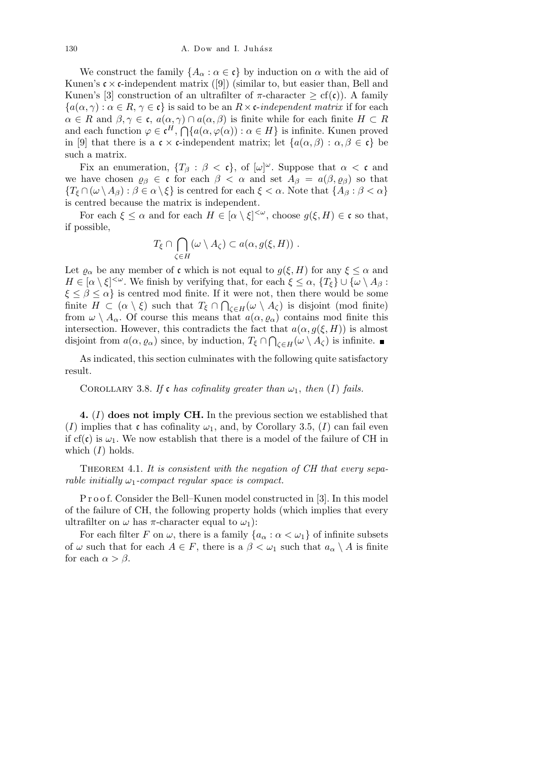We construct the family $\{A_\alpha : \alpha \in \mathfrak{c}\}$ by induction on $\alpha$ with the aid of Kunen's $\mathfrak{c} \times \mathfrak{c}$-independent matrix ([9]) (similar to, but easier than, Bell and Kunen's [3] construction of an ultrafilter of $\pi$-character $\geq \mathrm{cf}(\mathfrak{c})$). A family $\{a(\alpha, \gamma) : \alpha \in R, \gamma \in \mathfrak{c}\}$ is said to be an $R \times \mathfrak{c}$-*independent matrix* if for each $\alpha \in R$ and $\beta, \gamma \in \mathfrak{c}$, $a(\alpha, \gamma) \cap a(\alpha, \beta)$ is finite while for each finite $H \subset R$ and each function $\varphi \in \mathfrak{c}^H$, $\bigcap\{a(\alpha, \varphi(\alpha)) : \alpha \in H\}$ is infinite. Kunen proved in [9] that there is a $\mathfrak{c} \times \mathfrak{c}$-independent matrix; let $\{a(\alpha, \beta) : \alpha, \beta \in \mathfrak{c}\}$ be such a matrix.

Fix an enumeration, $\{T_\beta : \beta < \mathfrak{c}\}$, of $[\omega]^\omega$. Suppose that $\alpha < \mathfrak{c}$ and we have chosen $\varrho_\beta \in \mathfrak{c}$ for each $\beta < \alpha$ and set $A_\beta = a(\beta, \varrho_\beta)$ so that $\{T_\xi \cap (\omega \setminus A_\beta) : \beta \in \alpha \setminus \xi\}$ is centred for each $\xi < \alpha$. Note that $\{A_\beta : \beta < \alpha\}$ is centred because the matrix is independent.

For each $\xi \leq \alpha$ and for each $H \in [\alpha \setminus \xi]^{<\omega}$, choose $g(\xi, H) \in \mathfrak{c}$ so that, if possible,

$$T_\xi \cap \bigcap_{\zeta \in H} (\omega \setminus A_\zeta) \subset a(\alpha, g(\xi, H)) .$$

Let $\varrho_\alpha$ be any member of $\mathfrak{c}$ which is not equal to $g(\xi, H)$ for any $\xi \leq \alpha$ and $H \in [\alpha \setminus \xi]^{<\omega}$. We finish by verifying that, for each $\xi \leq \alpha$, $\{T_\xi\} \cup \{\omega \setminus A_\beta : \xi \leq \beta \leq \alpha\}$ is centred mod finite. If it were not, then there would be some finite $H \subset (\alpha \setminus \xi)$ such that $T_\xi \cap \bigcap_{\zeta \in H} (\omega \setminus A_\zeta)$ is disjoint (mod finite) from $\omega \setminus A_\alpha$. Of course this means that $a(\alpha, \varrho_\alpha)$ contains mod finite this intersection. However, this contradicts the fact that $a(\alpha, g(\xi, H))$ is almost disjoint from $a(\alpha, \varrho_\alpha)$ since, by induction, $T_\xi \cap \bigcap_{\zeta \in H} (\omega \setminus A_\zeta)$ is infinite. ∎

As indicated, this section culminates with the following quite satisfactory result.

COROLLARY 3.8. *If $\mathfrak{c}$ has cofinality greater than $\omega_1$, then (I) fails.*

## 4. (I) does not imply CH.

In the previous section we established that (I) implies that $\mathfrak{c}$ has cofinality $\omega_1$, and, by Corollary 3.5, (I) can fail even if $\mathrm{cf}(\mathfrak{c})$ is $\omega_1$. We now establish that there is a model of the failure of CH in which (I) holds.

THEOREM 4.1. *It is consistent with the negation of CH that every separable initially $\omega_1$-compact regular space is compact.*

Proof. Consider the Bell–Kunen model constructed in [3]. In this model of the failure of CH, the following property holds (which implies that every ultrafilter on $\omega$ has $\pi$-character equal to $\omega_1$):

For each filter $F$ on $\omega$, there is a family $\{a_\alpha : \alpha < \omega_1\}$ of infinite subsets of $\omega$ such that for each $A \in F$, there is a $\beta < \omega_1$ such that $a_\alpha \setminus A$ is finite for each $\alpha > \beta$.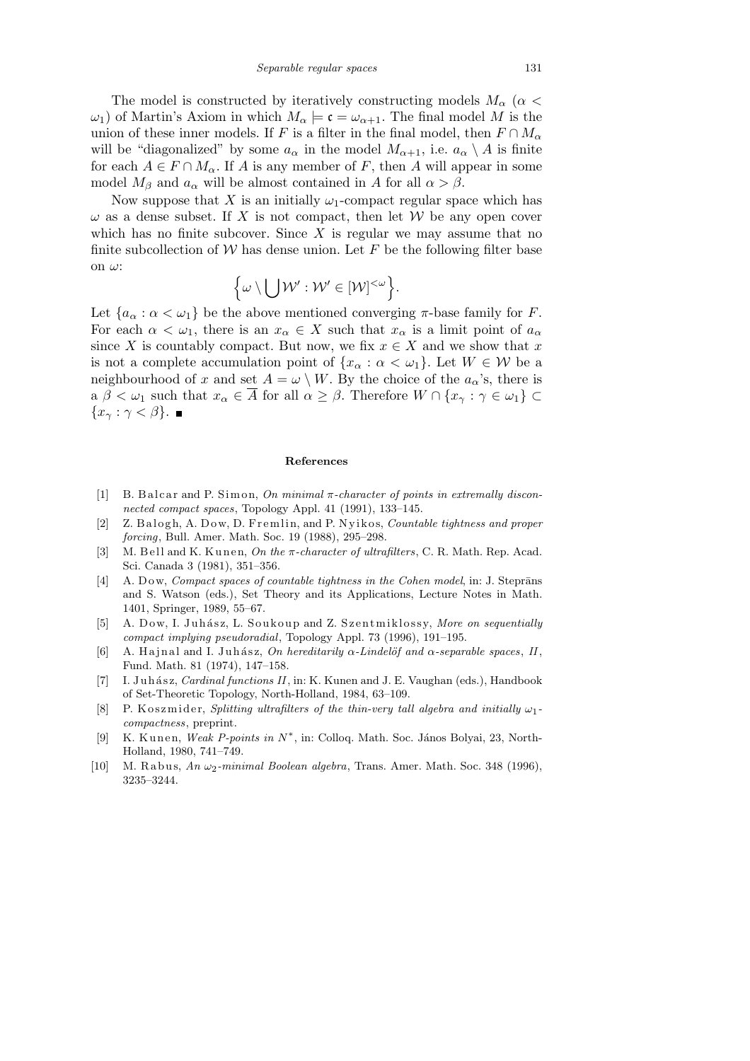The model is constructed by iteratively constructing models $M_\alpha$ ($\alpha < \omega_1$) of Martin's Axiom in which $M_\alpha \models \mathfrak{c} = \omega_{\alpha+1}$. The final model $M$ is the union of these inner models. If $F$ is a filter in the final model, then $F \cap M_\alpha$ will be "diagonalized" by some $a_\alpha$ in the model $M_{\alpha+1}$, i.e. $a_\alpha \setminus A$ is finite for each $A \in F \cap M_\alpha$. If $A$ is any member of $F$, then $A$ will appear in some model $M_\beta$ and $a_\alpha$ will be almost contained in $A$ for all $\alpha > \beta$.

Now suppose that $X$ is an initially $\omega_1$-compact regular space which has $\omega$ as a dense subset. If $X$ is not compact, then let $\mathcal{W}$ be any open cover which has no finite subcover. Since $X$ is regular we may assume that no finite subcollection of $\mathcal{W}$ has dense union. Let $F$ be the following filter base on $\omega$:

$$\Big\{\omega \setminus \bigcup \mathcal{W}' : \mathcal{W}' \in [\mathcal{W}]^{<\omega}\Big\}.$$

Let $\{a_\alpha : \alpha < \omega_1\}$ be the above mentioned converging $\pi$-base family for $F$. For each $\alpha < \omega_1$, there is an $x_\alpha \in X$ such that $x_\alpha$ is a limit point of $a_\alpha$ since $X$ is countably compact. But now, we fix $x \in X$ and we show that $x$ is not a complete accumulation point of $\{x_\alpha : \alpha < \omega_1\}$. Let $W \in \mathcal{W}$ be a neighbourhood of $x$ and set $A = \omega \setminus W$. By the choice of the $a_\alpha$'s, there is a $\beta < \omega_1$ such that $x_\alpha \in \overline{A}$ for all $\alpha \geq \beta$. Therefore $W \cap \{x_\gamma : \gamma \in \omega_1\} \subset \{x_\gamma : \gamma < \beta\}$. ∎

## References

[1] B. Balcar and P. Simon, *On minimal π-character of points in extremally disconnected compact spaces*, Topology Appl. 41 (1991), 133–145.

[2] Z. Balogh, A. Dow, D. Fremlin, and P. Nyikos, *Countable tightness and proper forcing*, Bull. Amer. Math. Soc. 19 (1988), 295–298.

[3] M. Bell and K. Kunen, *On the π-character of ultrafilters*, C. R. Math. Rep. Acad. Sci. Canada 3 (1981), 351–356.

[4] A. Dow, *Compact spaces of countable tightness in the Cohen model*, in: J. Steprāns and S. Watson (eds.), Set Theory and its Applications, Lecture Notes in Math. 1401, Springer, 1989, 55–67.

[5] A. Dow, I. Juhász, L. Soukoup and Z. Szentmiklossy, *More on sequentially compact implying pseudoradial*, Topology Appl. 73 (1996), 191–195.

[6] A. Hajnal and I. Juhász, *On hereditarily α-Lindelöf and α-separable spaces, II*, Fund. Math. 81 (1974), 147–158.

[7] I. Juhász, *Cardinal functions II*, in: K. Kunen and J. E. Vaughan (eds.), Handbook of Set-Theoretic Topology, North-Holland, 1984, 63–109.

[8] P. Koszmider, *Splitting ultrafilters of the thin-very tall algebra and initially $\omega_1$-compactness*, preprint.

[9] K. Kunen, *Weak P-points in $N^*$*, in: Colloq. Math. Soc. János Bolyai, 23, North-Holland, 1980, 741–749.

[10] M. Rabus, *An $\omega_2$-minimal Boolean algebra*, Trans. Amer. Math. Soc. 348 (1996), 3235–3244.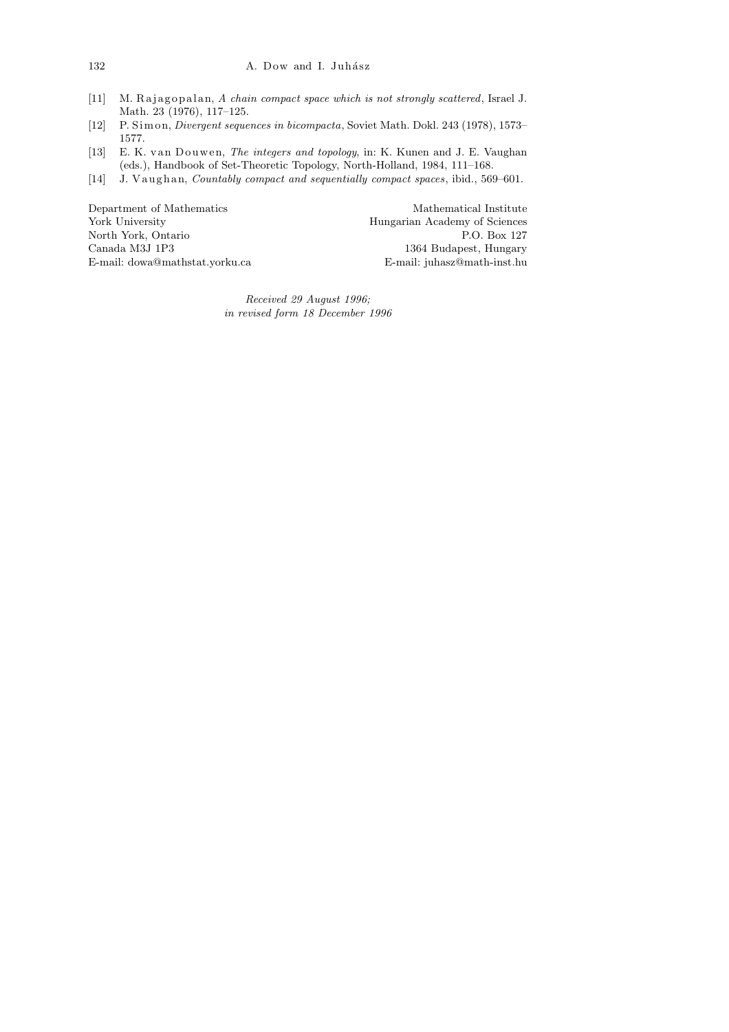[11] M. Rajagopalan, *A chain compact space which is not strongly scattered*, Israel J. Math. 23 (1976), 117–125.

[12] P. Simon, *Divergent sequences in bicompacta*, Soviet Math. Dokl. 243 (1978), 1573–1577.

[13] E. K. van Douwen, *The integers and topology*, in: K. Kunen and J. E. Vaughan (eds.), Handbook of Set-Theoretic Topology, North-Holland, 1984, 111–168.

[14] J. Vaughan, *Countably compact and sequentially compact spaces*, ibid., 569–601.

Department of Mathematics
York University
North York, Ontario
Canada M3J 1P3
E-mail: dowa@mathstat.yorku.ca

Mathematical Institute
Hungarian Academy of Sciences
P.O. Box 127
1364 Budapest, Hungary
E-mail: juhasz@math-inst.hu

*Received 29 August 1996;*
*in revised form 18 December 1996*